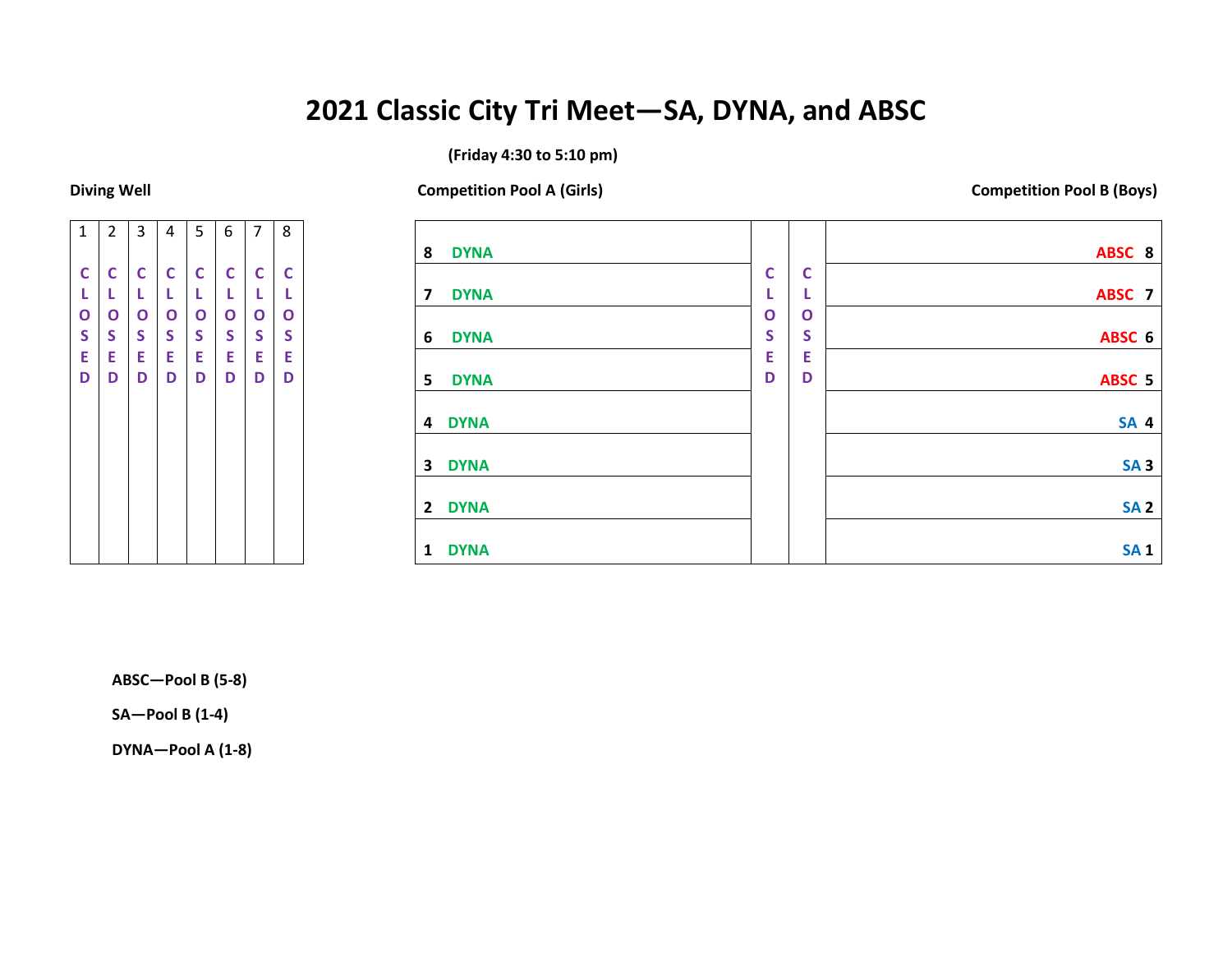# 2021 Classic City Tri Meet—SA, DYNA, and ABSC

**(Friday 4:30 to 5:10 pm)**

**Diving Well**

| 1 | 2 | 3 | 4 | 5 | 6 | 7 | 8 |
|---|---|---|---|---|---|---|---|
| CLOSED | CLOSED | CLOSED | CLOSED | CLOSED | CLOSED | CLOSED | CLOSED |

**Competition Pool A (Girls)** / **Competition Pool B (Boys)**

| Competition Pool A (Girls) | | | Competition Pool B (Boys) |
|---|---|---|---|
| 8 DYNA | CLOSED | CLOSED | ABSC 8 |
| 7 DYNA | | | ABSC 7 |
| 6 DYNA | | | ABSC 6 |
| 5 DYNA | | | ABSC 5 |
| 4 DYNA | | | SA 4 |
| 3 DYNA | | | SA 3 |
| 2 DYNA | | | SA 2 |
| 1 DYNA | | | SA 1 |

**ABSC—Pool B (5-8)**

**SA—Pool B (1-4)**

**DYNA—Pool A (1-8)**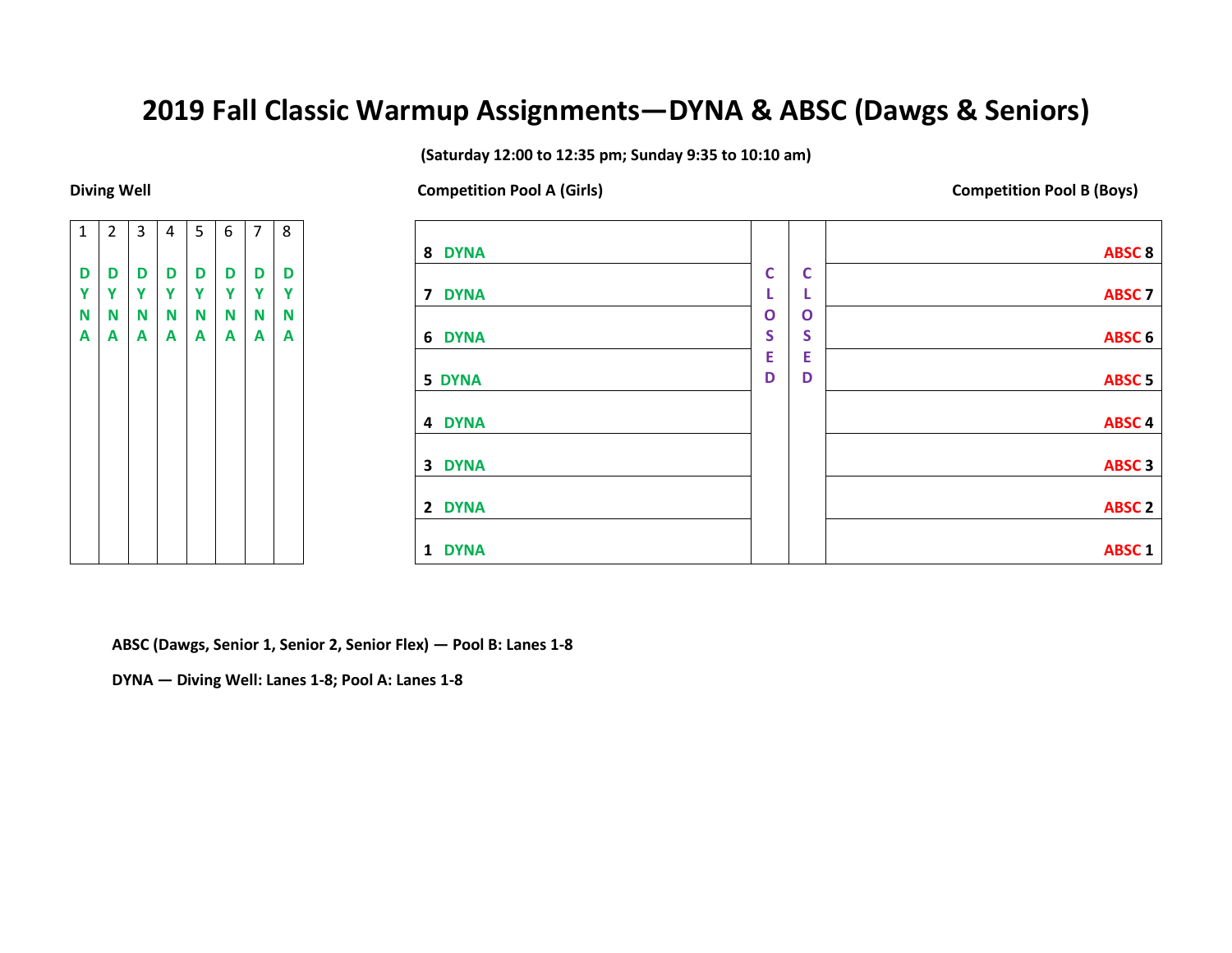# 2019 Fall Classic Warmup Assignments—DYNA & ABSC (Dawgs & Seniors)

**(Saturday 12:00 to 12:35 pm; Sunday 9:35 to 10:10 am)**

**Diving Well**

| 1 | 2 | 3 | 4 | 5 | 6 | 7 | 8 |
|---|---|---|---|---|---|---|---|
| DYNA | DYNA | DYNA | DYNA | DYNA | DYNA | DYNA | DYNA |

| Competition Pool A (Girls) | | | Competition Pool B (Boys) |
|---|---|---|---|
| 8 DYNA | CLOSED | CLOSED | ABSC 8 |
| 7 DYNA | | | ABSC 7 |
| 6 DYNA | | | ABSC 6 |
| 5 DYNA | | | ABSC 5 |
| 4 DYNA | | | ABSC 4 |
| 3 DYNA | | | ABSC 3 |
| 2 DYNA | | | ABSC 2 |
| 1 DYNA | | | ABSC 1 |

**ABSC (Dawgs, Senior 1, Senior 2, Senior Flex) — Pool B: Lanes 1-8**

**DYNA — Diving Well: Lanes 1-8; Pool A: Lanes 1-8**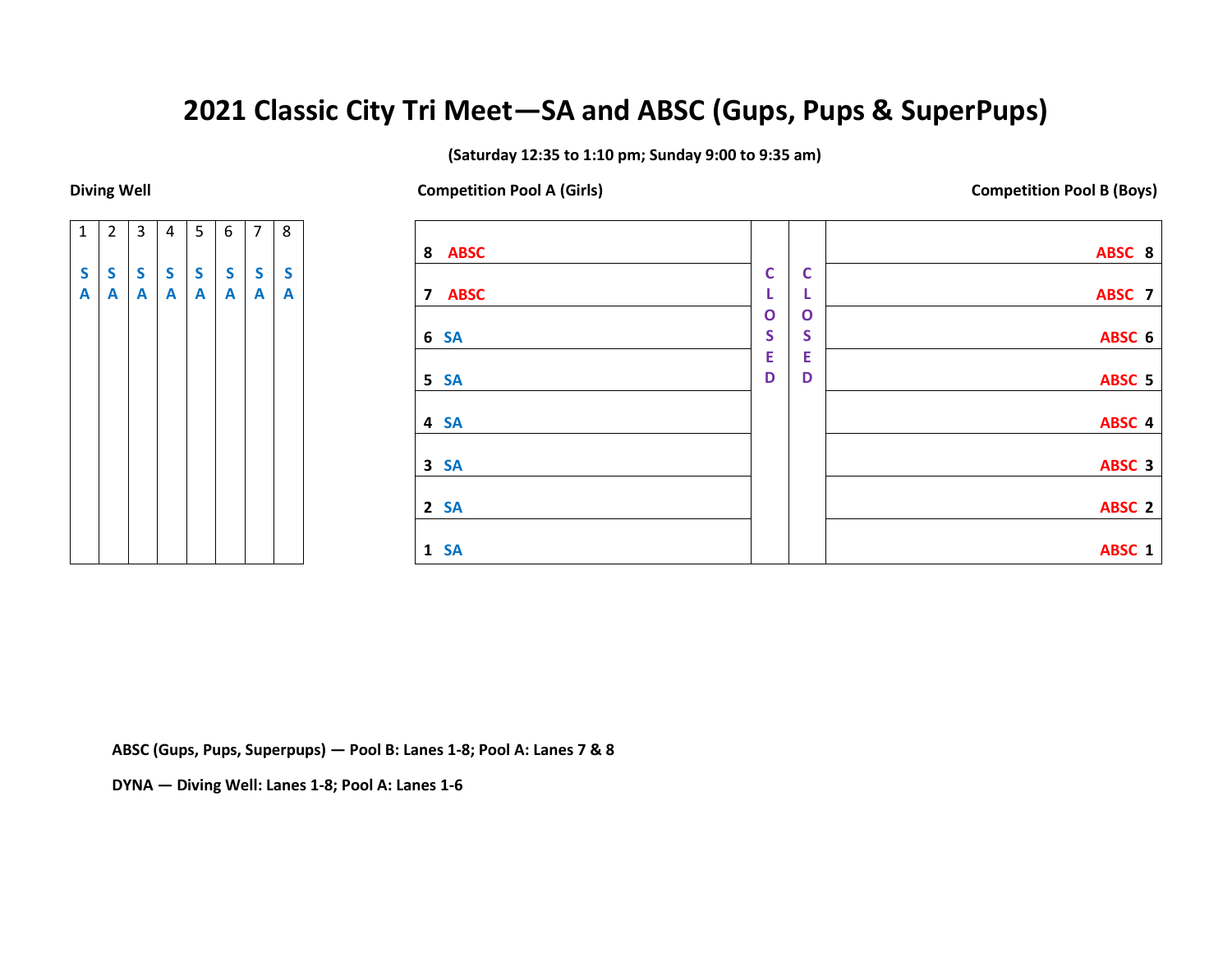# 2021 Classic City Tri Meet—SA and ABSC (Gups, Pups & SuperPups)

**(Saturday 12:35 to 1:10 pm; Sunday 9:00 to 9:35 am)**

**Diving Well**

| 1 | 2 | 3 | 4 | 5 | 6 | 7 | 8 |
|---|---|---|---|---|---|---|---|
| SA | SA | SA | SA | SA | SA | SA | SA |

**Competition Pool A (Girls)** / **Competition Pool B (Boys)**

| Pool A Lane | Pool A Team | | | Pool B Team | Pool B Lane |
|---|---|---|---|---|---|
| 8 | ABSC | CLOSED | CLOSED | ABSC | 8 |
| 7 | ABSC | | | ABSC | 7 |
| 6 | SA | | | ABSC | 6 |
| 5 | SA | | | ABSC | 5 |
| 4 | SA | | | ABSC | 4 |
| 3 | SA | | | ABSC | 3 |
| 2 | SA | | | ABSC | 2 |
| 1 | SA | | | ABSC | 1 |

**ABSC (Gups, Pups, Superpups) — Pool B: Lanes 1-8; Pool A: Lanes 7 & 8**

**DYNA — Diving Well: Lanes 1-8; Pool A: Lanes 1-6**